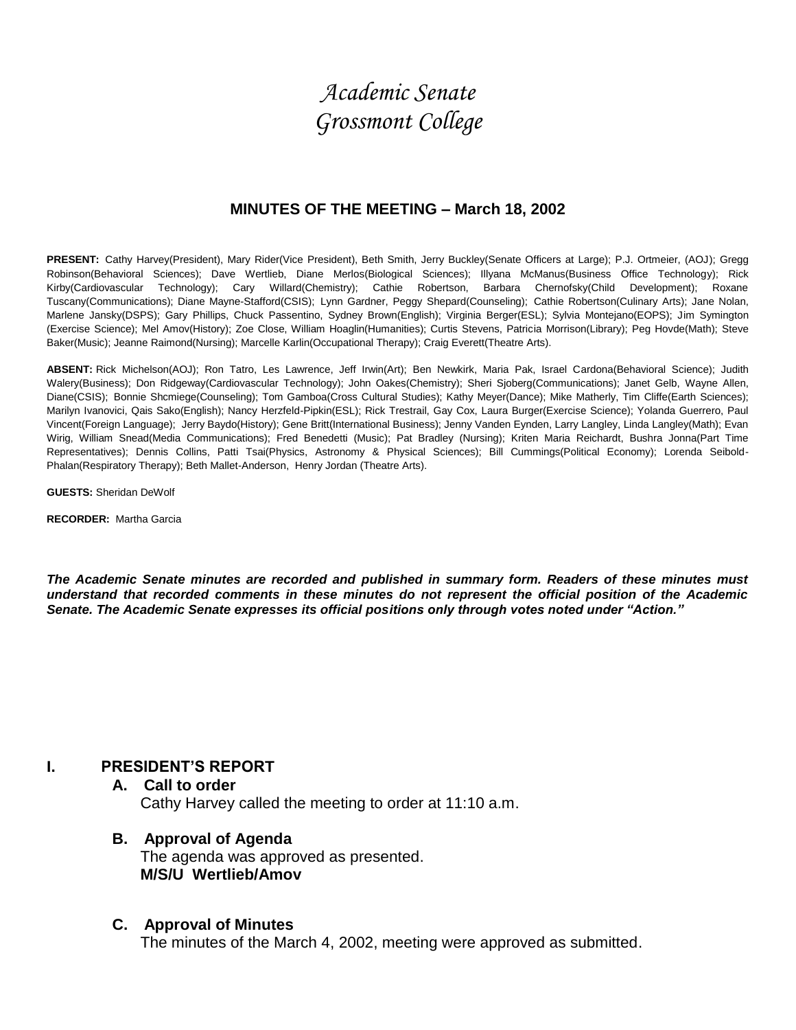# Academic Senate
# Grossmont College

## MINUTES OF THE MEETING – March 18, 2002

**PRESENT:** Cathy Harvey(President), Mary Rider(Vice President), Beth Smith, Jerry Buckley(Senate Officers at Large); P.J. Ortmeier, (AOJ); Gregg Robinson(Behavioral Sciences); Dave Wertlieb, Diane Merlos(Biological Sciences); Illyana McManus(Business Office Technology); Rick Kirby(Cardiovascular Technology); Cary Willard(Chemistry); Cathie Robertson, Barbara Chernofsky(Child Development); Roxane Tuscany(Communications); Diane Mayne-Stafford(CSIS); Lynn Gardner, Peggy Shepard(Counseling); Cathie Robertson(Culinary Arts); Jane Nolan, Marlene Jansky(DSPS); Gary Phillips, Chuck Passentino, Sydney Brown(English); Virginia Berger(ESL); Sylvia Montejano(EOPS); Jim Symington (Exercise Science); Mel Amov(History); Zoe Close, William Hoaglin(Humanities); Curtis Stevens, Patricia Morrison(Library); Peg Hovde(Math); Steve Baker(Music); Jeanne Raimond(Nursing); Marcelle Karlin(Occupational Therapy); Craig Everett(Theatre Arts).

**ABSENT:** Rick Michelson(AOJ); Ron Tatro, Les Lawrence, Jeff Irwin(Art); Ben Newkirk, Maria Pak, Israel Cardona(Behavioral Science); Judith Walery(Business); Don Ridgeway(Cardiovascular Technology); John Oakes(Chemistry); Sheri Sjoberg(Communications); Janet Gelb, Wayne Allen, Diane(CSIS); Bonnie Shcmiege(Counseling); Tom Gamboa(Cross Cultural Studies); Kathy Meyer(Dance); Mike Matherly, Tim Cliffe(Earth Sciences); Marilyn Ivanovici, Qais Sako(English); Nancy Herzfeld-Pipkin(ESL); Rick Trestrail, Gay Cox, Laura Burger(Exercise Science); Yolanda Guerrero, Paul Vincent(Foreign Language); Jerry Baydo(History); Gene Britt(International Business); Jenny Vanden Eynden, Larry Langley, Linda Langley(Math); Evan Wirig, William Snead(Media Communications); Fred Benedetti (Music); Pat Bradley (Nursing); Kriten Maria Reichardt, Bushra Jonna(Part Time Representatives); Dennis Collins, Patti Tsai(Physics, Astronomy & Physical Sciences); Bill Cummings(Political Economy); Lorenda Seibold-Phalan(Respiratory Therapy); Beth Mallet-Anderson, Henry Jordan (Theatre Arts).

**GUESTS:** Sheridan DeWolf

**RECORDER:** Martha Garcia

***The Academic Senate minutes are recorded and published in summary form. Readers of these minutes must understand that recorded comments in these minutes do not represent the official position of the Academic Senate. The Academic Senate expresses its official positions only through votes noted under "Action."***

## I. PRESIDENT'S REPORT

### A. Call to order

Cathy Harvey called the meeting to order at 11:10 a.m.

### B. Approval of Agenda

The agenda was approved as presented.
**M/S/U Wertlieb/Amov**

### C. Approval of Minutes

The minutes of the March 4, 2002, meeting were approved as submitted.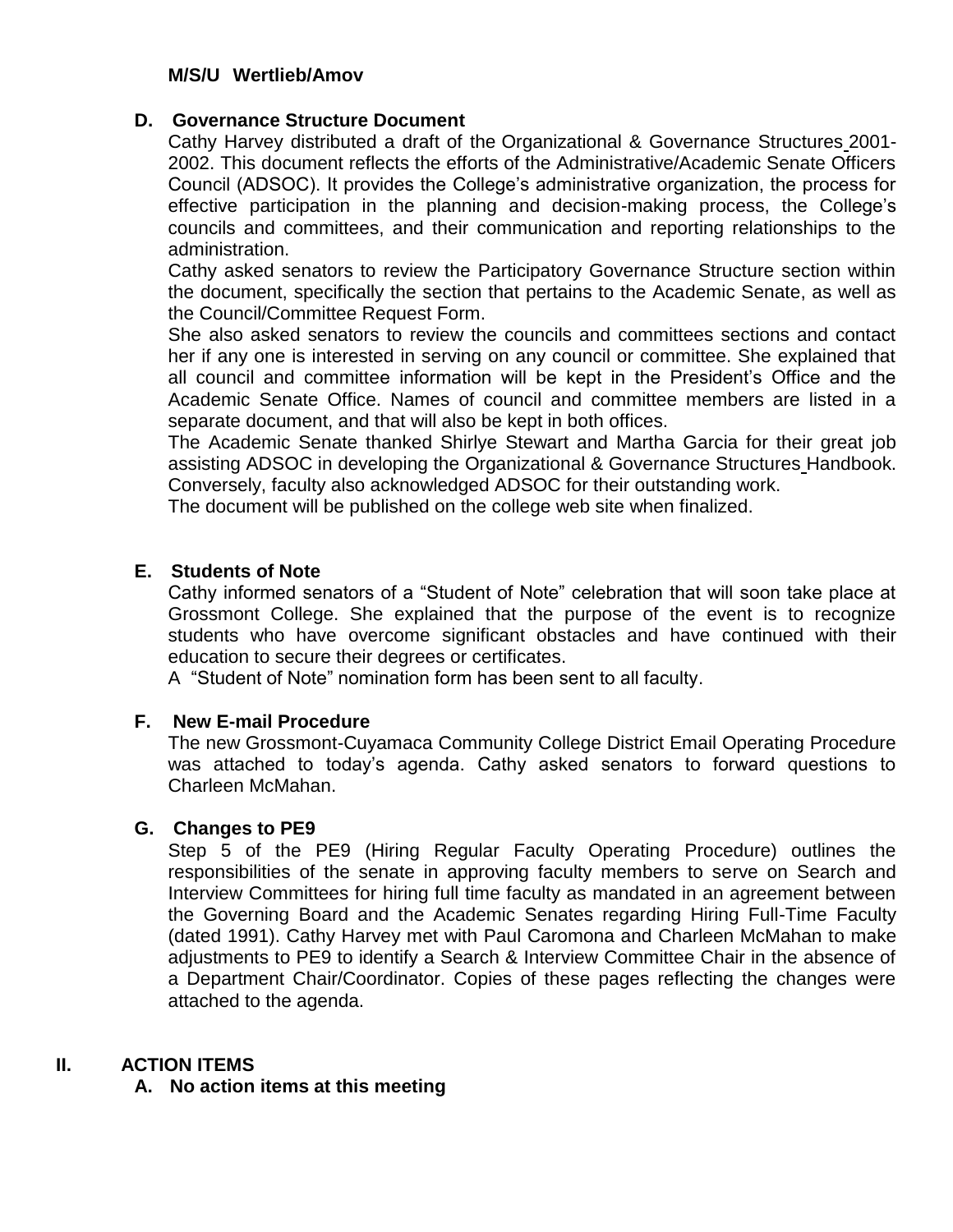**M/S/U Wertlieb/Amov**

### D. Governance Structure Document

Cathy Harvey distributed a draft of the Organizational & Governance Structures 2001-2002. This document reflects the efforts of the Administrative/Academic Senate Officers Council (ADSOC). It provides the College's administrative organization, the process for effective participation in the planning and decision-making process, the College's councils and committees, and their communication and reporting relationships to the administration.

Cathy asked senators to review the Participatory Governance Structure section within the document, specifically the section that pertains to the Academic Senate, as well as the Council/Committee Request Form.

She also asked senators to review the councils and committees sections and contact her if any one is interested in serving on any council or committee. She explained that all council and committee information will be kept in the President's Office and the Academic Senate Office. Names of council and committee members are listed in a separate document, and that will also be kept in both offices.

The Academic Senate thanked Shirlye Stewart and Martha Garcia for their great job assisting ADSOC in developing the Organizational & Governance Structures Handbook. Conversely, faculty also acknowledged ADSOC for their outstanding work.

The document will be published on the college web site when finalized.

### E. Students of Note

Cathy informed senators of a "Student of Note" celebration that will soon take place at Grossmont College. She explained that the purpose of the event is to recognize students who have overcome significant obstacles and have continued with their education to secure their degrees or certificates.

A "Student of Note" nomination form has been sent to all faculty.

### F. New E-mail Procedure

The new Grossmont-Cuyamaca Community College District Email Operating Procedure was attached to today's agenda. Cathy asked senators to forward questions to Charleen McMahan.

### G. Changes to PE9

Step 5 of the PE9 (Hiring Regular Faculty Operating Procedure) outlines the responsibilities of the senate in approving faculty members to serve on Search and Interview Committees for hiring full time faculty as mandated in an agreement between the Governing Board and the Academic Senates regarding Hiring Full-Time Faculty (dated 1991). Cathy Harvey met with Paul Caromona and Charleen McMahan to make adjustments to PE9 to identify a Search & Interview Committee Chair in the absence of a Department Chair/Coordinator. Copies of these pages reflecting the changes were attached to the agenda.

## II. ACTION ITEMS

### A. No action items at this meeting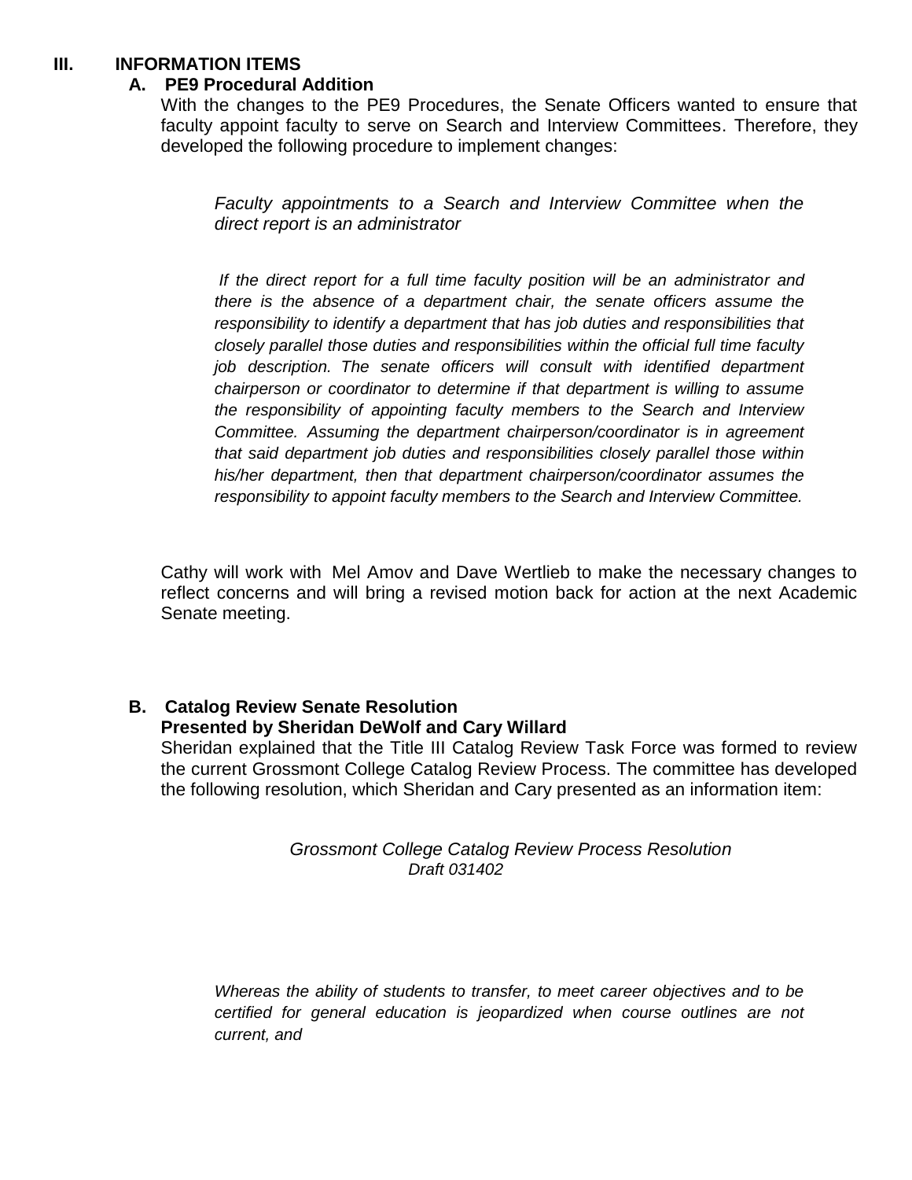## III. INFORMATION ITEMS

### A. PE9 Procedural Addition

With the changes to the PE9 Procedures, the Senate Officers wanted to ensure that faculty appoint faculty to serve on Search and Interview Committees. Therefore, they developed the following procedure to implement changes:

> *Faculty appointments to a Search and Interview Committee when the direct report is an administrator*
>
> *If the direct report for a full time faculty position will be an administrator and there is the absence of a department chair, the senate officers assume the responsibility to identify a department that has job duties and responsibilities that closely parallel those duties and responsibilities within the official full time faculty job description. The senate officers will consult with identified department chairperson or coordinator to determine if that department is willing to assume the responsibility of appointing faculty members to the Search and Interview Committee. Assuming the department chairperson/coordinator is in agreement that said department job duties and responsibilities closely parallel those within his/her department, then that department chairperson/coordinator assumes the responsibility to appoint faculty members to the Search and Interview Committee.*

Cathy will work with Mel Amov and Dave Wertlieb to make the necessary changes to reflect concerns and will bring a revised motion back for action at the next Academic Senate meeting.

### B. Catalog Review Senate Resolution
**Presented by Sheridan DeWolf and Cary Willard**

Sheridan explained that the Title III Catalog Review Task Force was formed to review the current Grossmont College Catalog Review Process. The committee has developed the following resolution, which Sheridan and Cary presented as an information item:

> *Grossmont College Catalog Review Process Resolution*
> *Draft 031402*
>
> *Whereas the ability of students to transfer, to meet career objectives and to be certified for general education is jeopardized when course outlines are not current, and*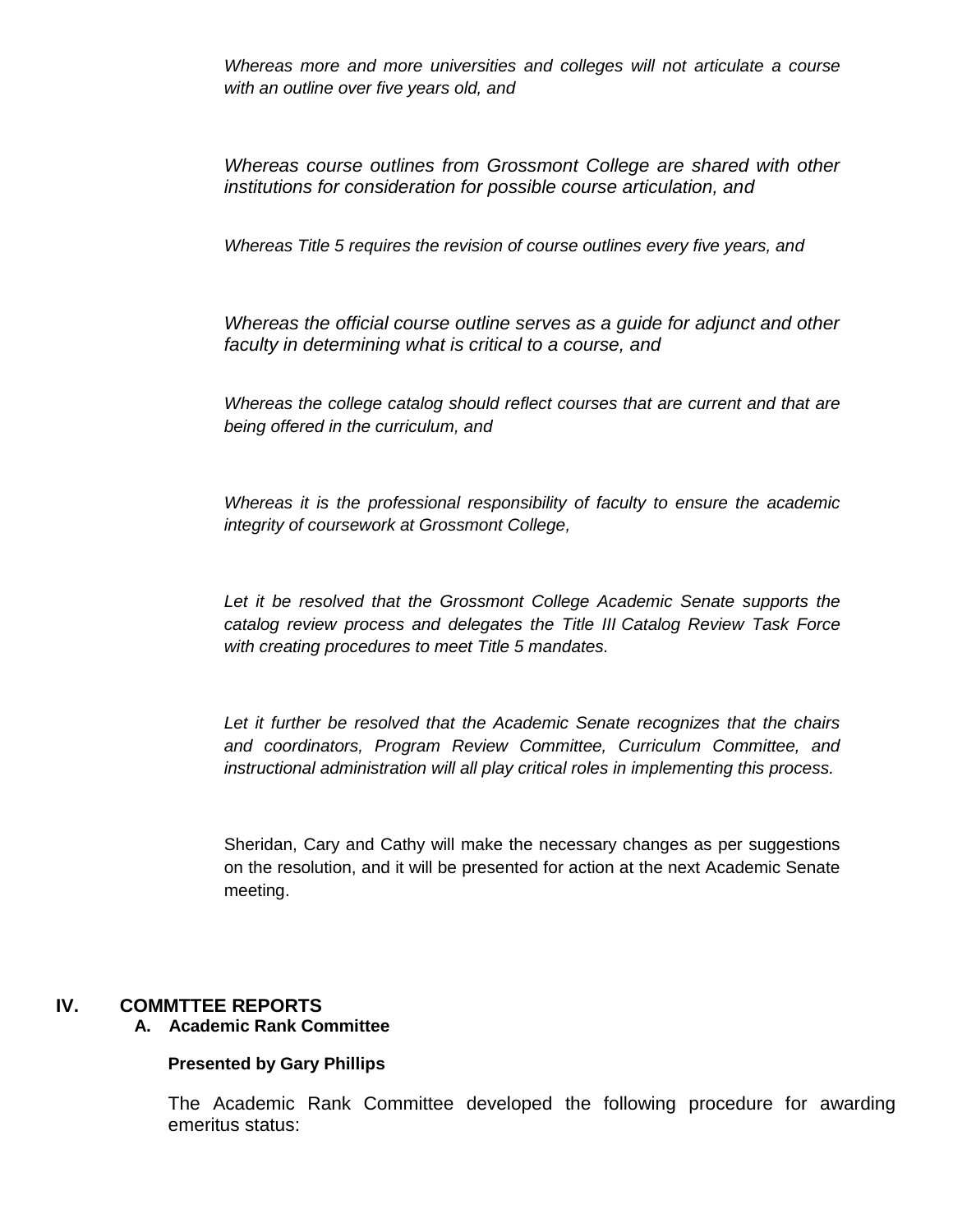*Whereas more and more universities and colleges will not articulate a course with an outline over five years old, and*

*Whereas course outlines from Grossmont College are shared with other institutions for consideration for possible course articulation, and*

*Whereas Title 5 requires the revision of course outlines every five years, and*

*Whereas the official course outline serves as a guide for adjunct and other faculty in determining what is critical to a course, and*

*Whereas the college catalog should reflect courses that are current and that are being offered in the curriculum, and*

*Whereas it is the professional responsibility of faculty to ensure the academic integrity of coursework at Grossmont College,*

*Let it be resolved that the Grossmont College Academic Senate supports the catalog review process and delegates the Title III Catalog Review Task Force with creating procedures to meet Title 5 mandates.*

*Let it further be resolved that the Academic Senate recognizes that the chairs and coordinators, Program Review Committee, Curriculum Committee, and instructional administration will all play critical roles in implementing this process.*

Sheridan, Cary and Cathy will make the necessary changes as per suggestions on the resolution, and it will be presented for action at the next Academic Senate meeting.

## IV. COMMTTEE REPORTS

### A. Academic Rank Committee

**Presented by Gary Phillips**

The Academic Rank Committee developed the following procedure for awarding emeritus status: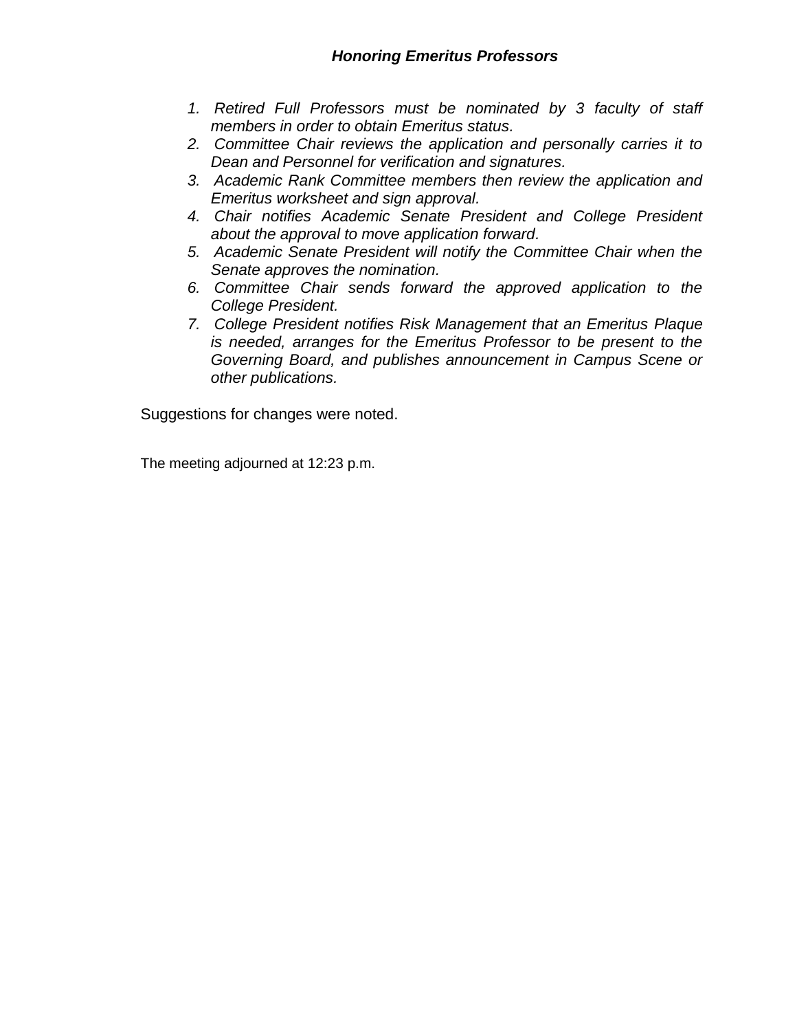***Honoring Emeritus Professors***

1. *Retired Full Professors must be nominated by 3 faculty of staff members in order to obtain Emeritus status.*
2. *Committee Chair reviews the application and personally carries it to Dean and Personnel for verification and signatures.*
3. *Academic Rank Committee members then review the application and Emeritus worksheet and sign approval.*
4. *Chair notifies Academic Senate President and College President about the approval to move application forward.*
5. *Academic Senate President will notify the Committee Chair when the Senate approves the nomination.*
6. *Committee Chair sends forward the approved application to the College President.*
7. *College President notifies Risk Management that an Emeritus Plaque is needed, arranges for the Emeritus Professor to be present to the Governing Board, and publishes announcement in Campus Scene or other publications.*

Suggestions for changes were noted.

The meeting adjourned at 12:23 p.m.